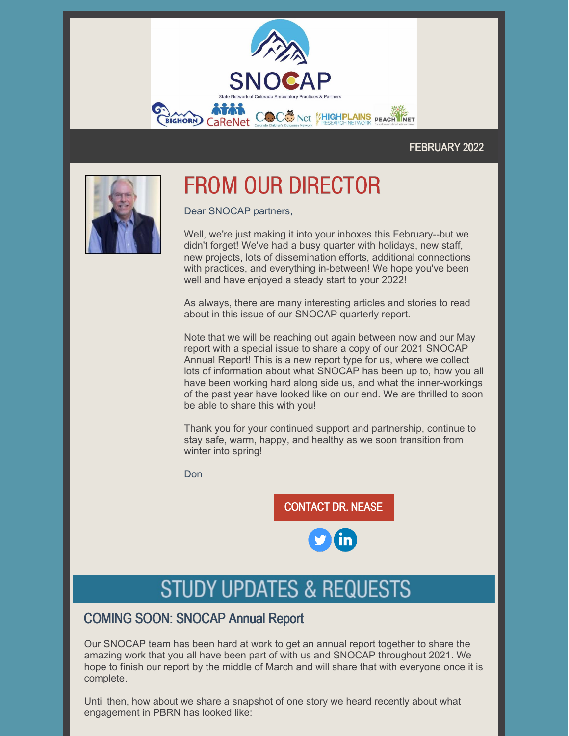SNOCAP

State Network of Colorado Ambulatory Practices & Partners

FEBRUARY 2022

# FROM OUR DIRECTOR

Dear SNOCAP partners,

Well, we're just making it into your inboxes this February--but we didn't forget! We've had a busy quarter with holidays, new staff, new projects, lots of dissemination efforts, additional connections with practices, and everything in-between! We hope you've been well and have enjoyed a steady start to your 2022!

As always, there are many interesting articles and stories to read about in this issue of our SNOCAP quarterly report.

Note that we will be reaching out again between now and our May report with a special issue to share a copy of our 2021 SNOCAP Annual Report! This is a new report type for us, where we collect lots of information about what SNOCAP has been up to, how you all have been working hard along side us, and what the inner-workings of the past year have looked like on our end. We are thrilled to soon be able to share this with you!

Thank you for your continued support and partnership, continue to stay safe, warm, happy, and healthy as we soon transition from winter into spring!

Don

CONTACT DR. NEASE

# STUDY UPDATES & REQUESTS

## COMING SOON: SNOCAP Annual Report

Our SNOCAP team has been hard at work to get an annual report together to share the amazing work that you all have been part of with us and SNOCAP throughout 2021. We hope to finish our report by the middle of March and will share that with everyone once it is complete.

Until then, how about we share a snapshot of one story we heard recently about what engagement in PBRN has looked like: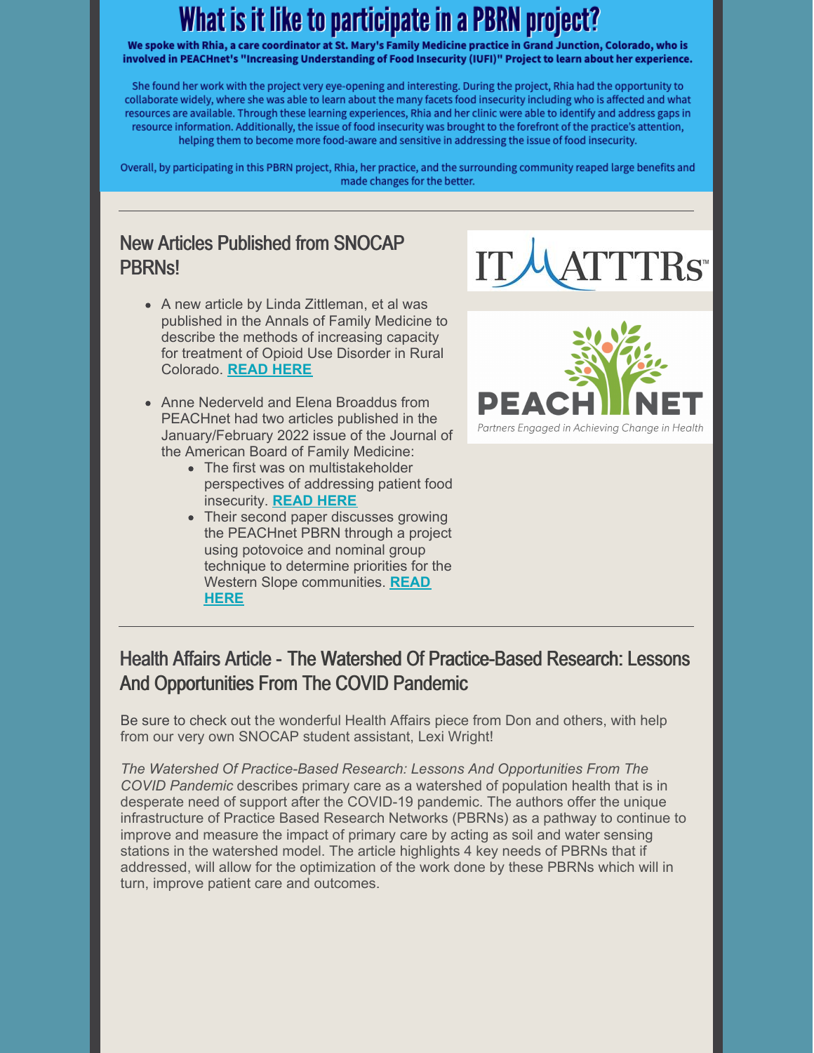# What is it like to participate in a PBRN project?

**We spoke with Rhia, a care coordinator at St. Mary's Family Medicine practice in Grand Junction, Colorado, who is involved in PEACHnet's "Increasing Understanding of Food Insecurity (IUFI)" Project to learn about her experience.**

She found her work with the project very eye-opening and interesting. During the project, Rhia had the opportunity to collaborate widely, where she was able to learn about the many facets food insecurity including who is affected and what resources are available. Through these learning experiences, Rhia and her clinic were able to identify and address gaps in resource information. Additionally, the issue of food insecurity was brought to the forefront of the practice's attention, helping them to become more food-aware and sensitive in addressing the issue of food insecurity.

Overall, by participating in this PBRN project, Rhia, her practice, and the surrounding community reaped large benefits and made changes for the better.

---

## New Articles Published from SNOCAP PBRNs!

- A new article by Linda Zittleman, et al was published in the Annals of Family Medicine to describe the methods of increasing capacity for treatment of Opioid Use Disorder in Rural Colorado. **READ HERE**
- Anne Nederveld and Elena Broaddus from PEACHnet had two articles published in the January/February 2022 issue of the Journal of the American Board of Family Medicine:
  - The first was on multistakeholder perspectives of addressing patient food insecurity. **READ HERE**
  - Their second paper discusses growing the PEACHnet PBRN through a project using potovoice and nominal group technique to determine priorities for the Western Slope communities. **READ HERE**

IT MATTTRs™

PEACH NET
Partners Engaged in Achieving Change in Health

---

## Health Affairs Article - The Watershed Of Practice-Based Research: Lessons And Opportunities From The COVID Pandemic

Be sure to check out the wonderful Health Affairs piece from Don and others, with help from our very own SNOCAP student assistant, Lexi Wright!

*The Watershed Of Practice-Based Research: Lessons And Opportunities From The COVID Pandemic* describes primary care as a watershed of population health that is in desperate need of support after the COVID-19 pandemic. The authors offer the unique infrastructure of Practice Based Research Networks (PBRNs) as a pathway to continue to improve and measure the impact of primary care by acting as soil and water sensing stations in the watershed model. The article highlights 4 key needs of PBRNs that if addressed, will allow for the optimization of the work done by these PBRNs which will in turn, improve patient care and outcomes.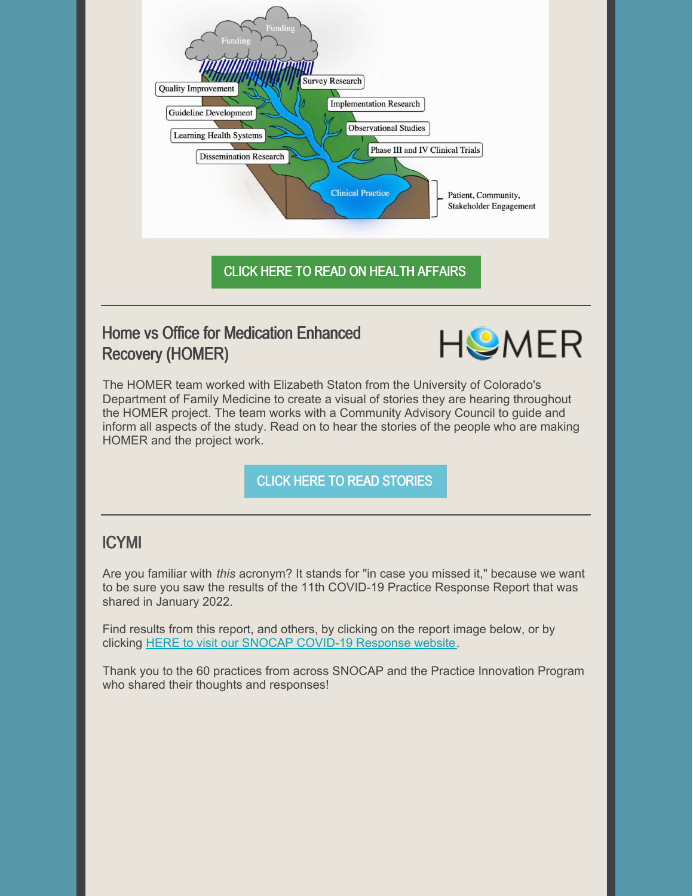CLICK HERE TO READ ON HEALTH AFFAIRS

---

## Home vs Office for Medication Enhanced Recovery (HOMER)

The HOMER team worked with Elizabeth Staton from the University of Colorado's Department of Family Medicine to create a visual of stories they are hearing throughout the HOMER project. The team works with a Community Advisory Council to guide and inform all aspects of the study. Read on to hear the stories of the people who are making HOMER and the project work.

CLICK HERE TO READ STORIES

---

## ICYMI

Are you familiar with *this* acronym? It stands for "in case you missed it," because we want to be sure you saw the results of the 11th COVID-19 Practice Response Report that was shared in January 2022.

Find results from this report, and others, by clicking on the report image below, or by clicking HERE to visit our SNOCAP COVID-19 Response website.

Thank you to the 60 practices from across SNOCAP and the Practice Innovation Program who shared their thoughts and responses!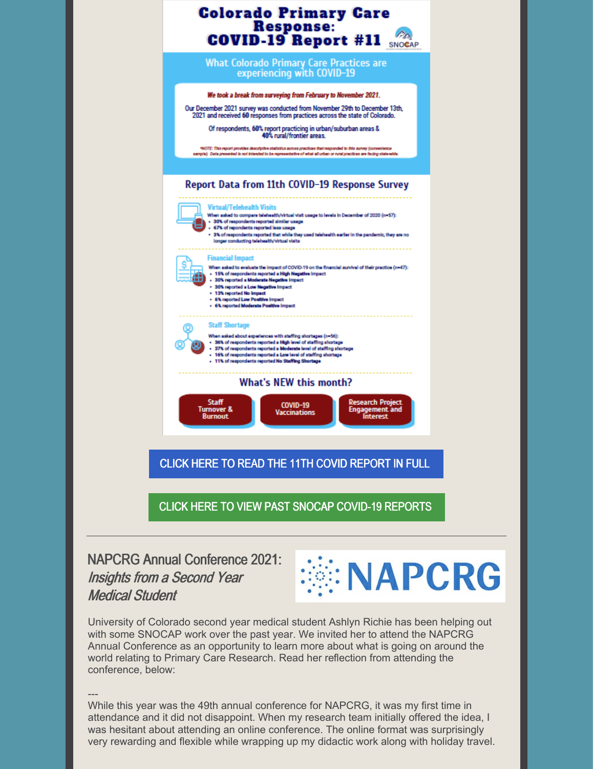# Colorado Primary Care Response: COVID-19 Report #11

SNOCAP

## What Colorado Primary Care Practices are experiencing with COVID-19

***We took a break from surveying from February to November 2021.***

Our December 2021 survey was conducted from November 29th to December 13th, 2021 and received **60** responses from practices across the state of Colorado.

Of respondents, **60%** report practicing in urban/suburban areas & **40%** rural/frontier areas.

*\*NOTE: This report provides descriptive statistics across practices that responded to this survey (convenience sample). Data presented is not intended to be representative of what all urban or rural practices are facing state-wide.*

## Report Data from 11th COVID-19 Response Survey

### Virtual/Telehealth Visits

When asked to compare telehealth/virtual visit usage to levels in December of 2020 (n=57):

- 30% of respondents reported similar usage
- 67% of respondents reported less usage
- 3% of respondents reported that while they used telehealth earlier in the pandemic, they are no longer conducting telehealth/virtual visits

### Financial Impact

When asked to evaluate the impact of COVID-19 on the financial survival of their practice (n=47):

- 15% of respondents reported a **High Negative** impact
- 30% reported a **Moderate Negative** impact
- 30% reported a **Low Negative** impact
- 13% reported **No Impact**
- 6% reported **Low Positive** impact
- 6% reported **Moderate Positive** impact

### Staff Shortage

When asked about experiences with staffing shortages (n=56):

- 36% of respondents reported a **High** level of staffing shortage
- 37% of respondents reported a **Moderate** level of staffing shortage
- 16% of respondents reported a **Low** level of staffing shortage
- 11% of respondents reported **No Staffing Shortage**

## What's NEW this month?

Staff Turnover & Burnout | COVID-19 Vaccinations | Research Project Engagement and Interest

CLICK HERE TO READ THE 11TH COVID REPORT IN FULL

CLICK HERE TO VIEW PAST SNOCAP COVID-19 REPORTS

---

## NAPCRG Annual Conference 2021: *Insights from a Second Year Medical Student*

NAPCRG

University of Colorado second year medical student Ashlyn Richie has been helping out with some SNOCAP work over the past year. We invited her to attend the NAPCRG Annual Conference as an opportunity to learn more about what is going on around the world relating to Primary Care Research. Read her reflection from attending the conference, below:

---

While this year was the 49th annual conference for NAPCRG, it was my first time in attendance and it did not disappoint. When my research team initially offered the idea, I was hesitant about attending an online conference. The online format was surprisingly very rewarding and flexible while wrapping up my didactic work along with holiday travel.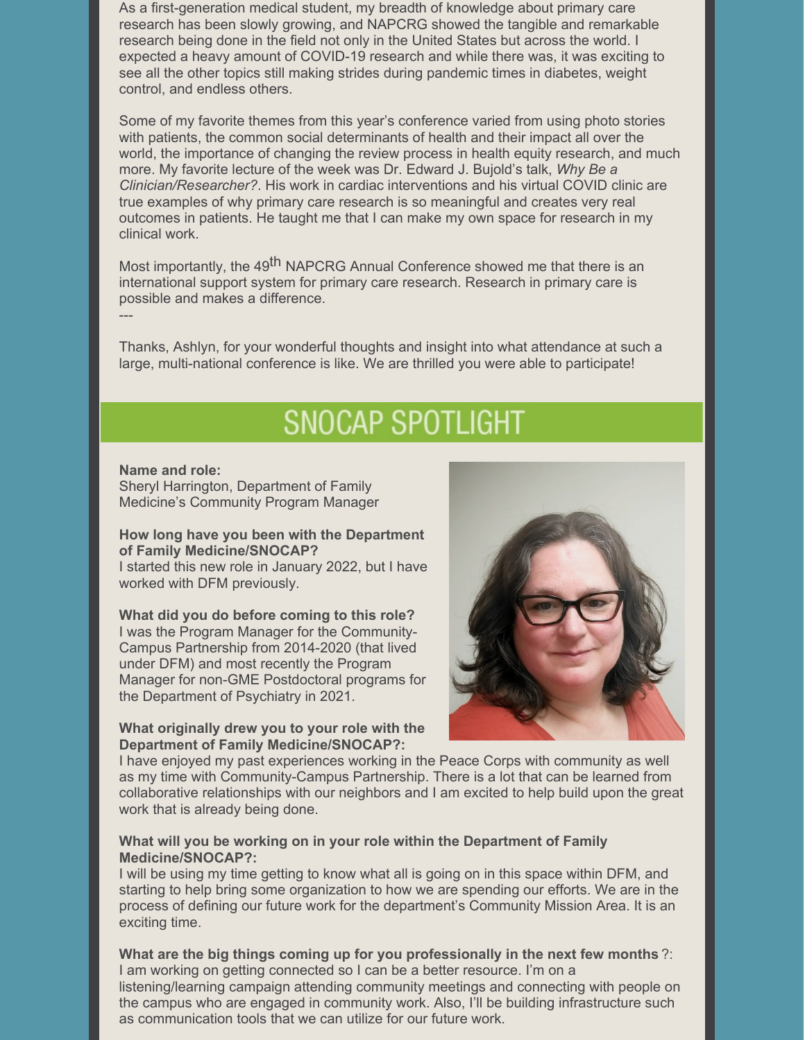As a first-generation medical student, my breadth of knowledge about primary care research has been slowly growing, and NAPCRG showed the tangible and remarkable research being done in the field not only in the United States but across the world. I expected a heavy amount of COVID-19 research and while there was, it was exciting to see all the other topics still making strides during pandemic times in diabetes, weight control, and endless others.

Some of my favorite themes from this year's conference varied from using photo stories with patients, the common social determinants of health and their impact all over the world, the importance of changing the review process in health equity research, and much more. My favorite lecture of the week was Dr. Edward J. Bujold's talk, *Why Be a Clinician/Researcher?*. His work in cardiac interventions and his virtual COVID clinic are true examples of why primary care research is so meaningful and creates very real outcomes in patients. He taught me that I can make my own space for research in my clinical work.

Most importantly, the 49th NAPCRG Annual Conference showed me that there is an international support system for primary care research. Research in primary care is possible and makes a difference.

---

Thanks, Ashlyn, for your wonderful thoughts and insight into what attendance at such a large, multi-national conference is like. We are thrilled you were able to participate!

# SNOCAP SPOTLIGHT

**Name and role:**
Sheryl Harrington, Department of Family Medicine's Community Program Manager

**How long have you been with the Department of Family Medicine/SNOCAP?**
I started this new role in January 2022, but I have worked with DFM previously.

**What did you do before coming to this role?**
I was the Program Manager for the Community-Campus Partnership from 2014-2020 (that lived under DFM) and most recently the Program Manager for non-GME Postdoctoral programs for the Department of Psychiatry in 2021.

**What originally drew you to your role with the Department of Family Medicine/SNOCAP?:**
I have enjoyed my past experiences working in the Peace Corps with community as well as my time with Community-Campus Partnership. There is a lot that can be learned from collaborative relationships with our neighbors and I am excited to help build upon the great work that is already being done.

**What will you be working on in your role within the Department of Family Medicine/SNOCAP?:**
I will be using my time getting to know what all is going on in this space within DFM, and starting to help bring some organization to how we are spending our efforts. We are in the process of defining our future work for the department's Community Mission Area. It is an exciting time.

**What are the big things coming up for you professionally in the next few months**?:
I am working on getting connected so I can be a better resource. I'm on a listening/learning campaign attending community meetings and connecting with people on the campus who are engaged in community work. Also, I'll be building infrastructure such as communication tools that we can utilize for our future work.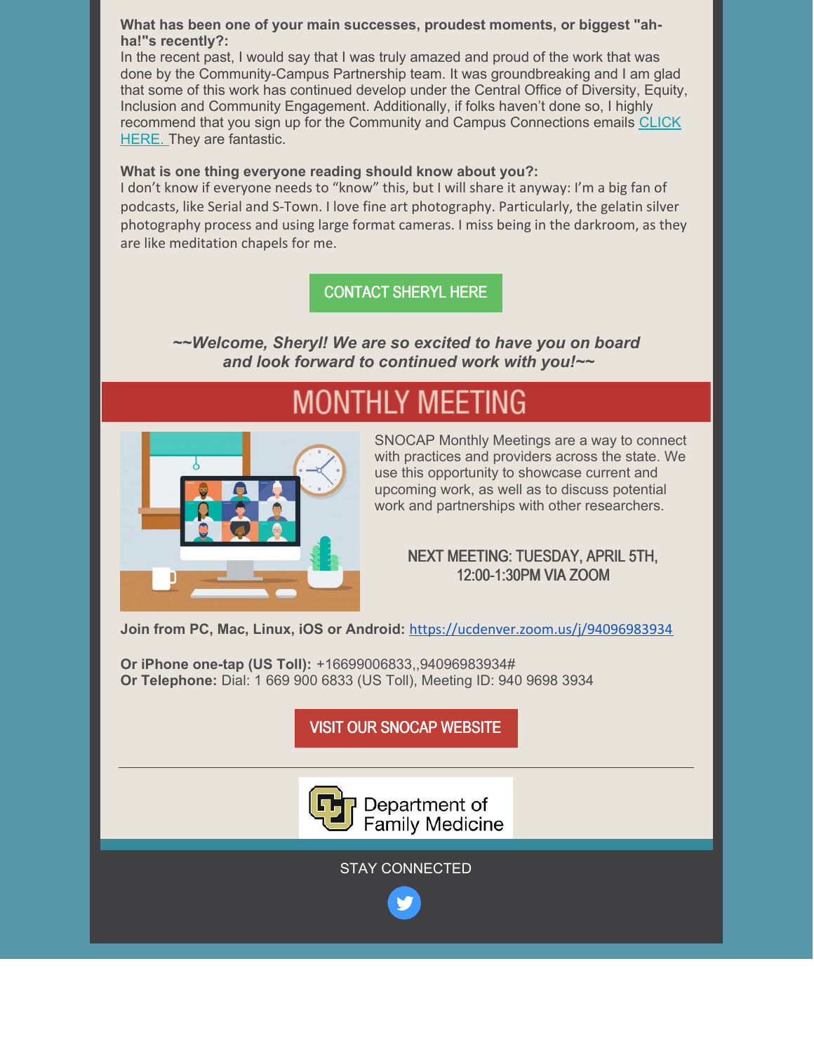**What has been one of your main successes, proudest moments, or biggest "ah-ha!"s recently?:**
In the recent past, I would say that I was truly amazed and proud of the work that was done by the Community-Campus Partnership team. It was groundbreaking and I am glad that some of this work has continued develop under the Central Office of Diversity, Equity, Inclusion and Community Engagement. Additionally, if folks haven't done so, I highly recommend that you sign up for the Community and Campus Connections emails CLICK HERE. They are fantastic.

**What is one thing everyone reading should know about you?:**
I don't know if everyone needs to "know" this, but I will share it anyway: I'm a big fan of podcasts, like Serial and S-Town. I love fine art photography. Particularly, the gelatin silver photography process and using large format cameras. I miss being in the darkroom, as they are like meditation chapels for me.

CONTACT SHERYL HERE

***~~Welcome, Sheryl! We are so excited to have you on board and look forward to continued work with you!~~***

## MONTHLY MEETING

SNOCAP Monthly Meetings are a way to connect with practices and providers across the state. We use this opportunity to showcase current and upcoming work, as well as to discuss potential work and partnerships with other researchers.

NEXT MEETING: TUESDAY, APRIL 5TH, 12:00-1:30PM VIA ZOOM

**Join from PC, Mac, Linux, iOS or Android:** https://ucdenver.zoom.us/j/94096983934

**Or iPhone one-tap (US Toll):** +16699006833,,94096983934#
**Or Telephone:** Dial: 1 669 900 6833 (US Toll), Meeting ID: 940 9698 3934

VISIT OUR SNOCAP WEBSITE

Department of Family Medicine

STAY CONNECTED